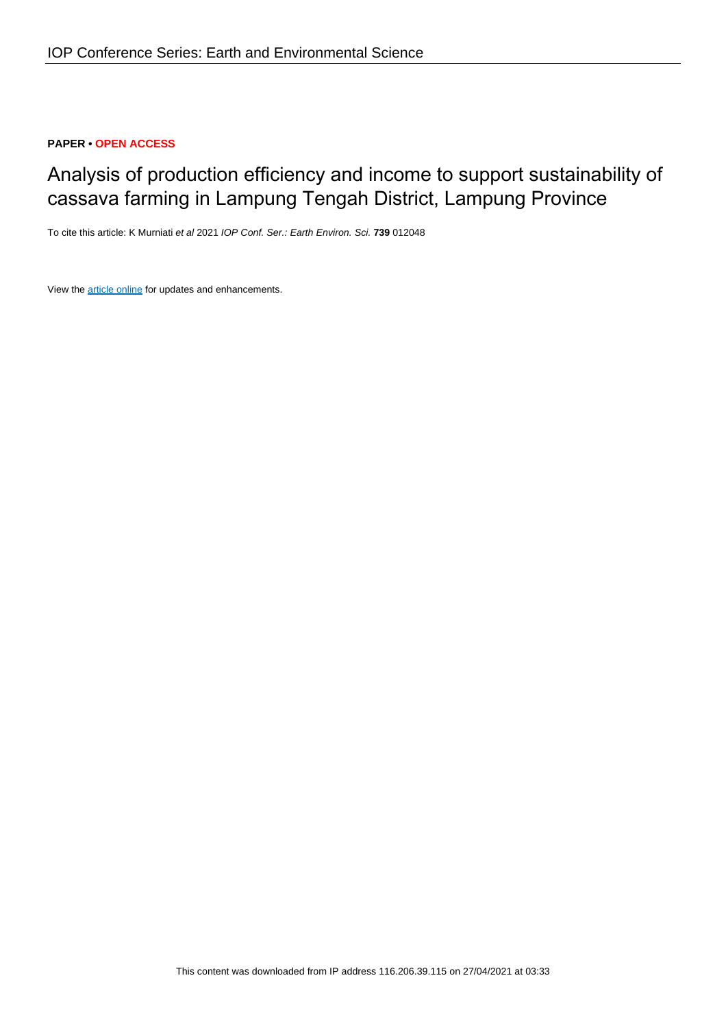**PAPER • OPEN ACCESS**

# Analysis of production efficiency and income to support sustainability of cassava farming in Lampung Tengah District, Lampung Province

To cite this article: K Murniati *et al* 2021 *IOP Conf. Ser.: Earth Environ. Sci.* **739** 012048

View the article online for updates and enhancements.

This content was downloaded from IP address 116.206.39.115 on 27/04/2021 at 03:33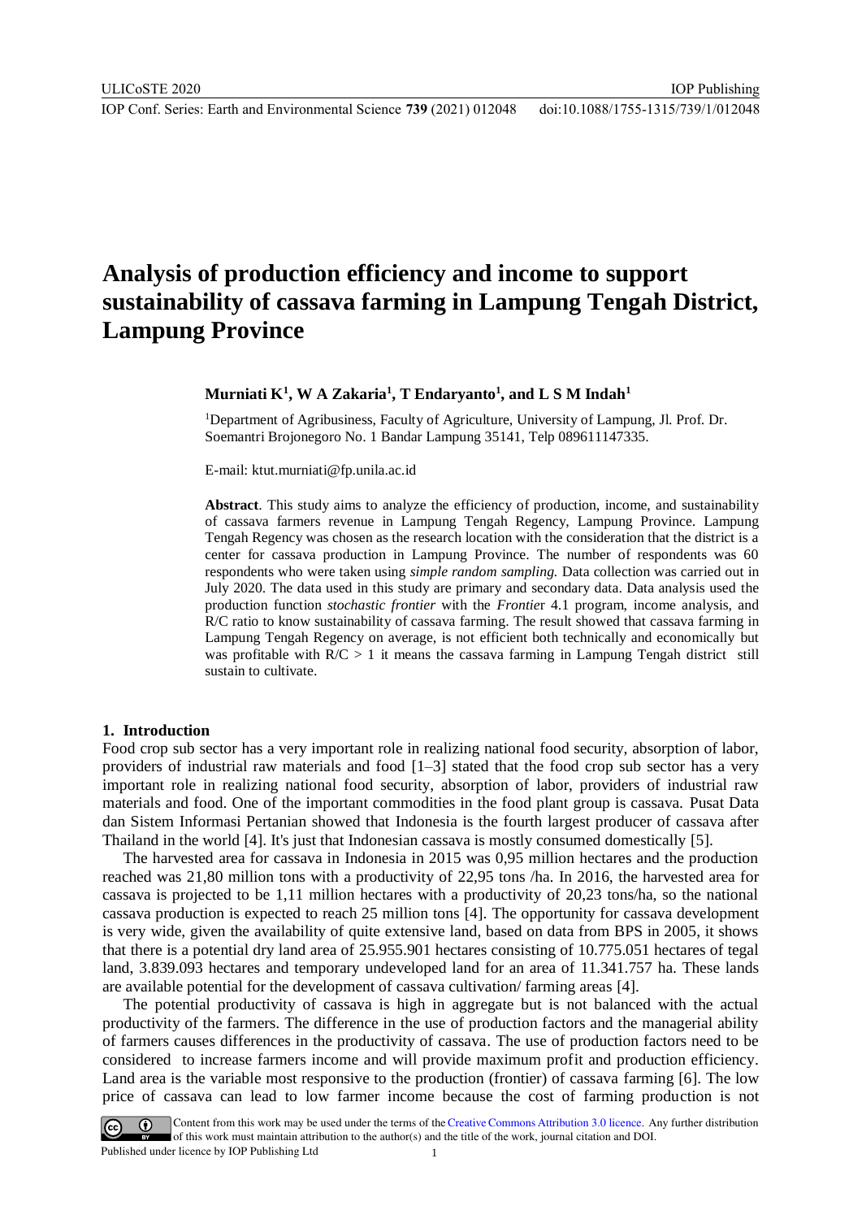# Analysis of production efficiency and income to support sustainability of cassava farming in Lampung Tengah District, Lampung Province

**Murniati K[1], W A Zakaria[1], T Endaryanto[1], and L S M Indah[1]**

[1]Department of Agribusiness, Faculty of Agriculture, University of Lampung, Jl. Prof. Dr. Soemantri Brojonegoro No. 1 Bandar Lampung 35141, Telp 089611147335.

E-mail: ktut.murniati@fp.unila.ac.id

**Abstract**. This study aims to analyze the efficiency of production, income, and sustainability of cassava farmers revenue in Lampung Tengah Regency, Lampung Province. Lampung Tengah Regency was chosen as the research location with the consideration that the district is a center for cassava production in Lampung Province. The number of respondents was 60 respondents who were taken using *simple random sampling.* Data collection was carried out in July 2020. The data used in this study are primary and secondary data. Data analysis used the production function *stochastic frontier* with the *Frontie*r 4.1 program, income analysis, and R/C ratio to know sustainability of cassava farming. The result showed that cassava farming in Lampung Tengah Regency on average, is not efficient both technically and economically but was profitable with R/C > 1 it means the cassava farming in Lampung Tengah district still sustain to cultivate.

## 1. Introduction

Food crop sub sector has a very important role in realizing national food security, absorption of labor, providers of industrial raw materials and food [1–3] stated that the food crop sub sector has a very important role in realizing national food security, absorption of labor, providers of industrial raw materials and food. One of the important commodities in the food plant group is cassava. Pusat Data dan Sistem Informasi Pertanian showed that Indonesia is the fourth largest producer of cassava after Thailand in the world [4]. It's just that Indonesian cassava is mostly consumed domestically [5].

The harvested area for cassava in Indonesia in 2015 was 0,95 million hectares and the production reached was 21,80 million tons with a productivity of 22,95 tons /ha. In 2016, the harvested area for cassava is projected to be 1,11 million hectares with a productivity of 20,23 tons/ha, so the national cassava production is expected to reach 25 million tons [4]. The opportunity for cassava development is very wide, given the availability of quite extensive land, based on data from BPS in 2005, it shows that there is a potential dry land area of 25.955.901 hectares consisting of 10.775.051 hectares of tegal land, 3.839.093 hectares and temporary undeveloped land for an area of 11.341.757 ha. These lands are available potential for the development of cassava cultivation/ farming areas [4].

The potential productivity of cassava is high in aggregate but is not balanced with the actual productivity of the farmers. The difference in the use of production factors and the managerial ability of farmers causes differences in the productivity of cassava. The use of production factors need to be considered to increase farmers income and will provide maximum profit and production efficiency. Land area is the variable most responsive to the production (frontier) of cassava farming [6]. The low price of cassava can lead to low farmer income because the cost of farming production is not

Content from this work may be used under the terms of the Creative Commons Attribution 3.0 licence. Any further distribution of this work must maintain attribution to the author(s) and the title of the work, journal citation and DOI.
Published under licence by IOP Publishing Ltd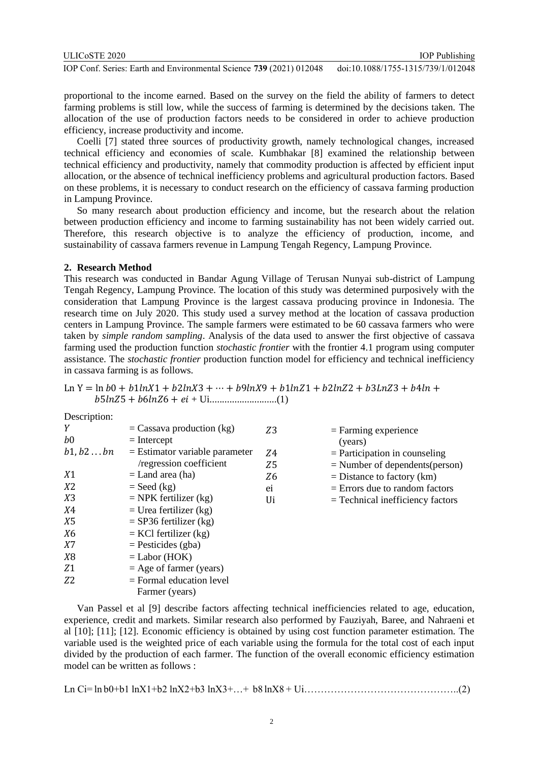proportional to the income earned. Based on the survey on the field the ability of farmers to detect farming problems is still low, while the success of farming is determined by the decisions taken. The allocation of the use of production factors needs to be considered in order to achieve production efficiency, increase productivity and income.

Coelli [7] stated three sources of productivity growth, namely technological changes, increased technical efficiency and economies of scale. Kumbhakar [8] examined the relationship between technical efficiency and productivity, namely that commodity production is affected by efficient input allocation, or the absence of technical inefficiency problems and agricultural production factors. Based on these problems, it is necessary to conduct research on the efficiency of cassava farming production in Lampung Province.

So many research about production efficiency and income, but the research about the relation between production efficiency and income to farming sustainability has not been widely carried out. Therefore, this research objective is to analyze the efficiency of production, income, and sustainability of cassava farmers revenue in Lampung Tengah Regency, Lampung Province.

## 2. Research Method

This research was conducted in Bandar Agung Village of Terusan Nunyai sub-district of Lampung Tengah Regency, Lampung Province. The location of this study was determined purposively with the consideration that Lampung Province is the largest cassava producing province in Indonesia. The research time on July 2020. This study used a survey method at the location of cassava production centers in Lampung Province. The sample farmers were estimated to be 60 cassava farmers who were taken by *simple random sampling*. Analysis of the data used to answer the first objective of cassava farming used the production function *stochastic frontier* with the frontier 4.1 program using computer assistance. The *stochastic frontier* production function model for efficiency and technical inefficiency in cassava farming is as follows.

$$\text{Ln Y} = \ln b0 + b1 lnX1 + b2 lnX3 + \cdots + b9 lnX9 + b1 lnZ1 + b2 lnZ2 + b3 LnZ3 + b4 ln + b5 lnZ5 + b6 lnZ6 + ei + \text{Ui} \quad (1)$$

Description:

| | | | |
|---|---|---|---|
| $Y$ | = Cassava production (kg) | $Z3$ | = Farming experience (years) |
| $b0$ | = Intercept | $Z4$ | = Participation in counseling |
| $b1, b2 \ldots bn$ | = Estimator variable parameter /regression coefficient | $Z5$ | = Number of dependents(person) |
| $X1$ | = Land area (ha) | $Z6$ | = Distance to factory (km) |
| $X2$ | = Seed (kg) | ei | = Errors due to random factors |
| $X3$ | = NPK fertilizer (kg) | Ui | = Technical inefficiency factors |
| $X4$ | = Urea fertilizer (kg) | | |
| $X5$ | = SP36 fertilizer (kg) | | |
| $X6$ | = KCl fertilizer (kg) | | |
| $X7$ | = Pesticides (gba) | | |
| $X8$ | = Labor (HOK) | | |
| $Z1$ | = Age of farmer (years) | | |
| $Z2$ | = Formal education level Farmer (years) | | |

Van Passel et al [9] describe factors affecting technical inefficiencies related to age, education, experience, credit and markets. Similar research also performed by Fauziyah, Baree, and Nahraeni et al [10]; [11]; [12]. Economic efficiency is obtained by using cost function parameter estimation. The variable used is the weighted price of each variable using the formula for the total cost of each input divided by the production of each farmer. The function of the overall economic efficiency estimation model can be written as follows :

$$\text{Ln Ci} = \ln b0 + b1 \ln X1 + b2 \ln X2 + b3 \ln X3 + \ldots + b8 \ln X8 + \text{Ui} \quad (2)$$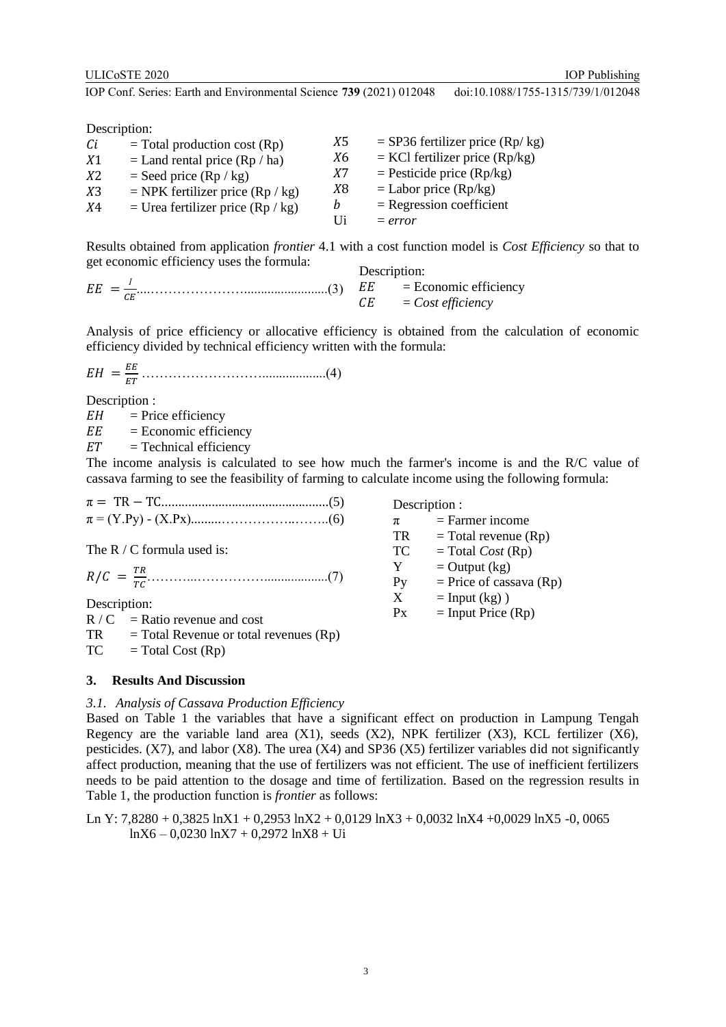Description:

$Ci$ = Total production cost (Rp)
$X1$ = Land rental price (Rp / ha)
$X2$ = Seed price (Rp / kg)
$X3$ = NPK fertilizer price (Rp / kg)
$X4$ = Urea fertilizer price (Rp / kg)
$X5$ = SP36 fertilizer price (Rp/ kg)
$X6$ = KCl fertilizer price (Rp/kg)
$X7$ = Pesticide price (Rp/kg)
$X8$ = Labor price (Rp/kg)
$b$ = Regression coefficient
Ui = *error*

Results obtained from application *frontier* 4.1 with a cost function model is *Cost Efficiency* so that to get economic efficiency uses the formula:

$$EE = \frac{I}{CE} \quad (3)$$

Description:
$EE$ = Economic efficiency
$CE$ = *Cost efficiency*

Analysis of price efficiency or allocative efficiency is obtained from the calculation of economic efficiency divided by technical efficiency written with the formula:

$$EH = \frac{EE}{ET} \quad (4)$$

Description :
$EH$ = Price efficiency
$EE$ = Economic efficiency
$ET$ = Technical efficiency

The income analysis is calculated to see how much the farmer's income is and the R/C value of cassava farming to see the feasibility of farming to calculate income using the following formula:

$$\pi = TR - TC \quad (5)$$

$$\pi = (Y.Py) - (X.Px) \quad (6)$$

The R / C formula used is:

$$R/C = \frac{TR}{TC} \quad (7)$$

Description:
R / C = Ratio revenue and cost
TR = Total Revenue or total revenues (Rp)
TC = Total Cost (Rp)

Description :
π = Farmer income
TR = Total revenue (Rp)
TC = Total *Cost* (Rp)
Y = Output (kg)
Py = Price of cassava (Rp)
X = Input (kg) )
Px = Input Price (Rp)

## 3. Results And Discussion

### *3.1. Analysis of Cassava Production Efficiency*

Based on Table 1 the variables that have a significant effect on production in Lampung Tengah Regency are the variable land area (X1), seeds (X2), NPK fertilizer (X3), KCL fertilizer (X6), pesticides. (X7), and labor (X8). The urea (X4) and SP36 (X5) fertilizer variables did not significantly affect production, meaning that the use of fertilizers was not efficient. The use of inefficient fertilizers needs to be paid attention to the dosage and time of fertilization. Based on the regression results in Table 1, the production function is *frontier* as follows:

$$\text{Ln } Y: 7{,}8280 + 0{,}3825 \ln X1 + 0{,}2953 \ln X2 + 0{,}0129 \ln X3 + 0{,}0032 \ln X4 + 0{,}0029 \ln X5 - 0{,}0065 \ln X6 - 0{,}0230 \ln X7 + 0{,}2972 \ln X8 + Ui$$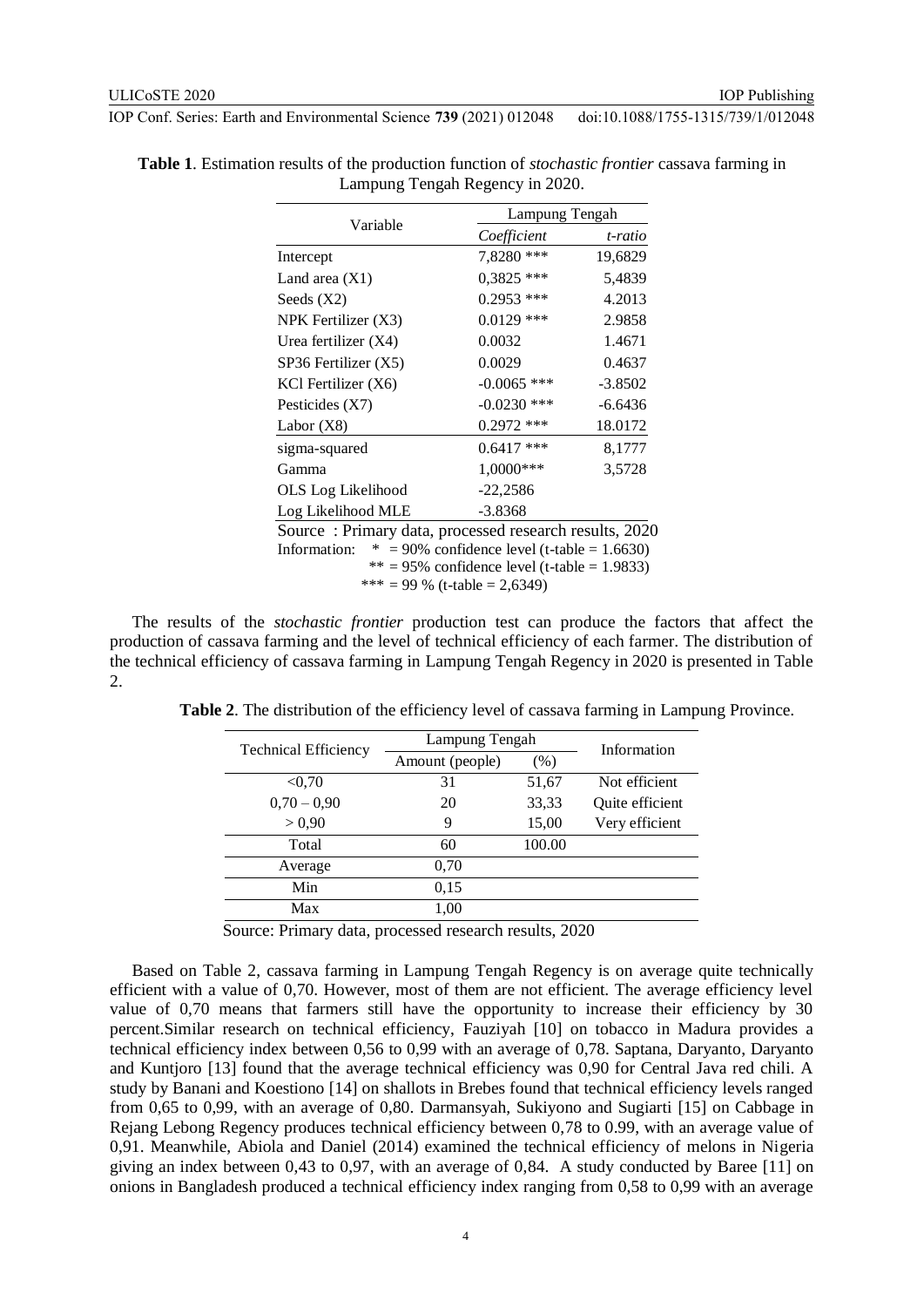**Table 1**. Estimation results of the production function of *stochastic frontier* cassava farming in Lampung Tengah Regency in 2020.

| Variable | Lampung Tengah | |
|---|---|---|
| | *Coefficient* | *t-ratio* |
| Intercept | 7,8280 *** | 19,6829 |
| Land area (X1) | 0,3825 *** | 5,4839 |
| Seeds (X2) | 0.2953 *** | 4.2013 |
| NPK Fertilizer (X3) | 0.0129 *** | 2.9858 |
| Urea fertilizer (X4) | 0.0032 | 1.4671 |
| SP36 Fertilizer (X5) | 0.0029 | 0.4637 |
| KCl Fertilizer (X6) | -0.0065 *** | -3.8502 |
| Pesticides (X7) | -0.0230 *** | -6.6436 |
| Labor (X8) | 0.2972 *** | 18.0172 |
| sigma-squared | 0.6417 *** | 8,1777 |
| Gamma | 1,0000*** | 3,5728 |
| OLS Log Likelihood | -22,2586 | |
| Log Likelihood MLE | -3.8368 | |

Source : Primary data, processed research results, 2020

Information: * = 90% confidence level (t-table = 1.6630)
** = 95% confidence level (t-table = 1.9833)
*** = 99 % (t-table = 2,6349)

The results of the *stochastic frontier* production test can produce the factors that affect the production of cassava farming and the level of technical efficiency of each farmer. The distribution of the technical efficiency of cassava farming in Lampung Tengah Regency in 2020 is presented in Table 2.

**Table 2**. The distribution of the efficiency level of cassava farming in Lampung Province.

| Technical Efficiency | Lampung Tengah | | Information |
|---|---|---|---|
| | Amount (people) | (%) | |
| <0,70 | 31 | 51,67 | Not efficient |
| 0,70 – 0,90 | 20 | 33,33 | Quite efficient |
| > 0,90 | 9 | 15,00 | Very efficient |
| Total | 60 | 100.00 | |
| Average | 0,70 | | |
| Min | 0,15 | | |
| Max | 1,00 | | |

Source: Primary data, processed research results, 2020

Based on Table 2, cassava farming in Lampung Tengah Regency is on average quite technically efficient with a value of 0,70. However, most of them are not efficient. The average efficiency level value of 0,70 means that farmers still have the opportunity to increase their efficiency by 30 percent.Similar research on technical efficiency, Fauziyah [10] on tobacco in Madura provides a technical efficiency index between 0,56 to 0,99 with an average of 0,78. Saptana, Daryanto, Daryanto and Kuntjoro [13] found that the average technical efficiency was 0,90 for Central Java red chili. A study by Banani and Koestiono [14] on shallots in Brebes found that technical efficiency levels ranged from 0,65 to 0,99, with an average of 0,80. Darmansyah, Sukiyono and Sugiarti [15] on Cabbage in Rejang Lebong Regency produces technical efficiency between 0,78 to 0.99, with an average value of 0,91. Meanwhile, Abiola and Daniel (2014) examined the technical efficiency of melons in Nigeria giving an index between 0,43 to 0,97, with an average of 0,84. A study conducted by Baree [11] on onions in Bangladesh produced a technical efficiency index ranging from 0,58 to 0,99 with an average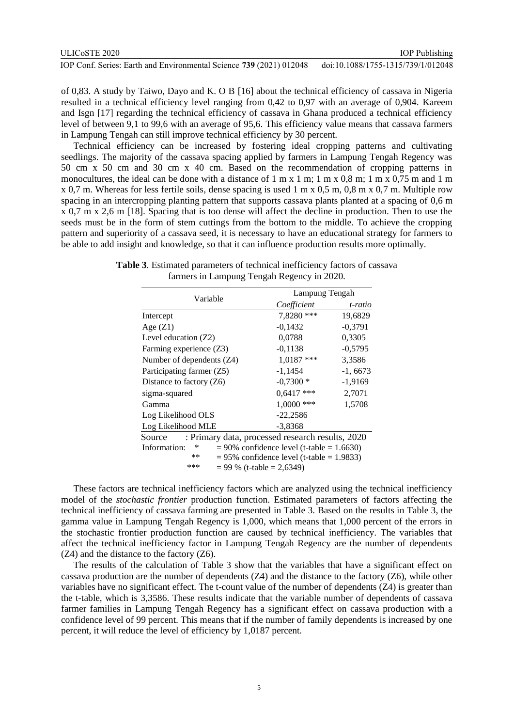of 0,83. A study by Taiwo, Dayo and K. O B [16] about the technical efficiency of cassava in Nigeria resulted in a technical efficiency level ranging from 0,42 to 0,97 with an average of 0,904. Kareem and Isgn [17] regarding the technical efficiency of cassava in Ghana produced a technical efficiency level of between 9,1 to 99,6 with an average of 95,6. This efficiency value means that cassava farmers in Lampung Tengah can still improve technical efficiency by 30 percent.

Technical efficiency can be increased by fostering ideal cropping patterns and cultivating seedlings. The majority of the cassava spacing applied by farmers in Lampung Tengah Regency was 50 cm x 50 cm and 30 cm x 40 cm. Based on the recommendation of cropping patterns in monocultures, the ideal can be done with a distance of 1 m x 1 m; 1 m x 0,8 m; 1 m x 0,75 m and 1 m x 0,7 m. Whereas for less fertile soils, dense spacing is used 1 m x 0,5 m, 0,8 m x 0,7 m. Multiple row spacing in an intercropping planting pattern that supports cassava plants planted at a spacing of 0,6 m x 0,7 m x 2,6 m [18]. Spacing that is too dense will affect the decline in production. Then to use the seeds must be in the form of stem cuttings from the bottom to the middle. To achieve the cropping pattern and superiority of a cassava seed, it is necessary to have an educational strategy for farmers to be able to add insight and knowledge, so that it can influence production results more optimally.

**Table 3**. Estimated parameters of technical inefficiency factors of cassava farmers in Lampung Tengah Regency in 2020.

| Variable | Lampung Tengah | |
|---|---|---|
| | *Coefficient* | *t-ratio* |
| Intercept | 7,8280 *** | 19,6829 |
| Age (Z1) | -0,1432 | -0,3791 |
| Level education (Z2) | 0,0788 | 0,3305 |
| Farming experience (Z3) | -0,1138 | -0,5795 |
| Number of dependents (Z4) | 1,0187 *** | 3,3586 |
| Participating farmer (Z5) | -1,1454 | -1, 6673 |
| Distance to factory (Z6) | -0,7300 * | -1,9169 |
| sigma-squared | 0,6417 *** | 2,7071 |
| Gamma | 1,0000 *** | 1,5708 |
| Log Likelihood OLS | -22,2586 | |
| Log Likelihood MLE | -3,8368 | |

Source : Primary data, processed research results, 2020
Information: * = 90% confidence level (t-table = 1.6630)
** = 95% confidence level (t-table = 1.9833)
*** = 99 % (t-table = 2,6349)

These factors are technical inefficiency factors which are analyzed using the technical inefficiency model of the *stochastic frontier* production function. Estimated parameters of factors affecting the technical inefficiency of cassava farming are presented in Table 3. Based on the results in Table 3, the gamma value in Lampung Tengah Regency is 1,000, which means that 1,000 percent of the errors in the stochastic frontier production function are caused by technical inefficiency. The variables that affect the technical inefficiency factor in Lampung Tengah Regency are the number of dependents (Z4) and the distance to the factory (Z6).

The results of the calculation of Table 3 show that the variables that have a significant effect on cassava production are the number of dependents (Z4) and the distance to the factory (Z6), while other variables have no significant effect. The t-count value of the number of dependents (Z4) is greater than the t-table, which is 3,3586. These results indicate that the variable number of dependents of cassava farmer families in Lampung Tengah Regency has a significant effect on cassava production with a confidence level of 99 percent. This means that if the number of family dependents is increased by one percent, it will reduce the level of efficiency by 1,0187 percent.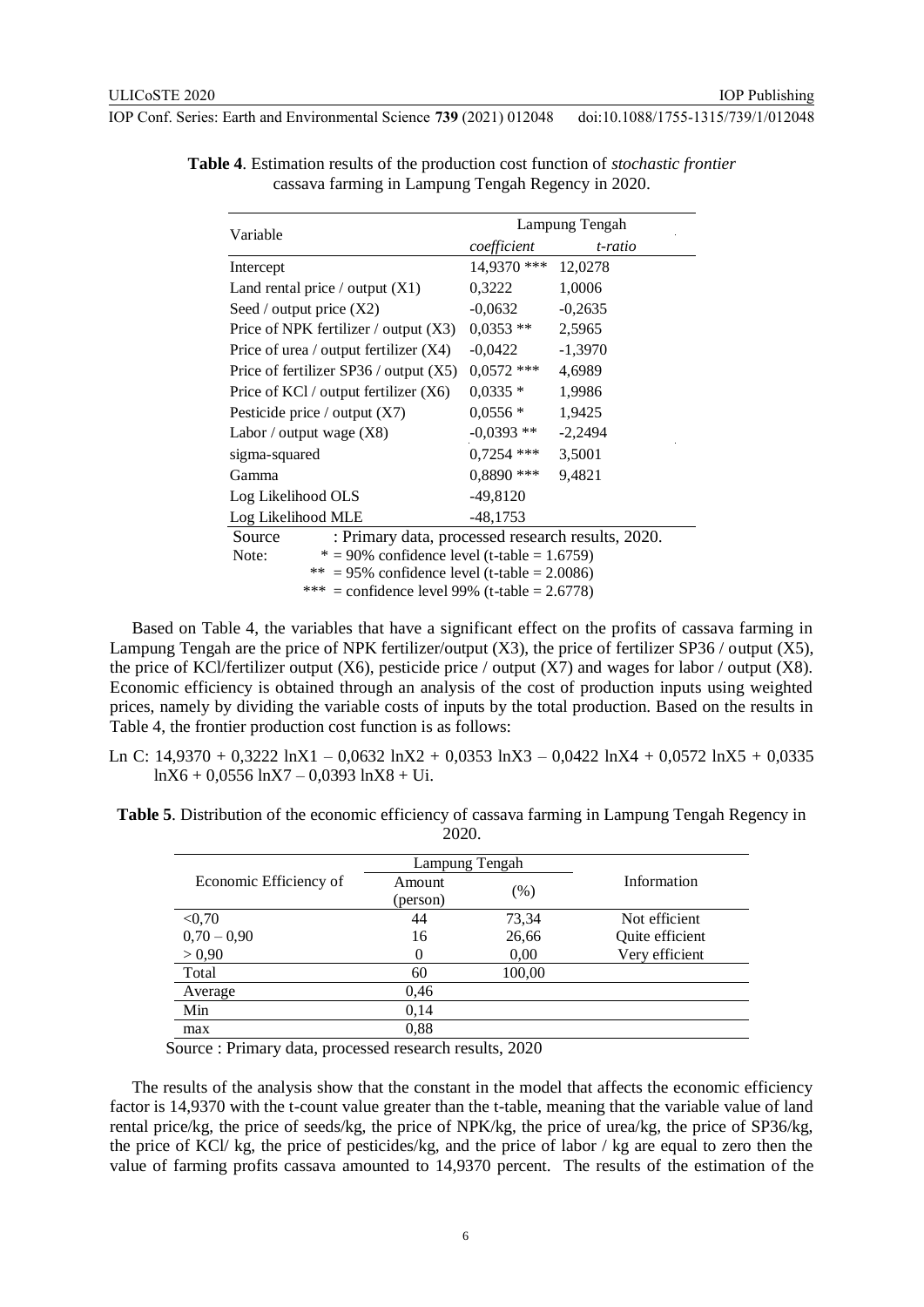**Table 4**. Estimation results of the production cost function of *stochastic frontier* cassava farming in Lampung Tengah Regency in 2020.

| Variable | Lampung Tengah | |
|---|---|---|
| | *coefficient* | *t-ratio* |
| Intercept | 14,9370 *** | 12,0278 |
| Land rental price / output (X1) | 0,3222 | 1,0006 |
| Seed / output price (X2) | -0,0632 | -0,2635 |
| Price of NPK fertilizer / output (X3) | 0,0353 ** | 2,5965 |
| Price of urea / output fertilizer (X4) | -0,0422 | -1,3970 |
| Price of fertilizer SP36 / output (X5) | 0,0572 *** | 4,6989 |
| Price of KCl / output fertilizer (X6) | 0,0335 * | 1,9986 |
| Pesticide price / output (X7) | 0,0556 * | 1,9425 |
| Labor / output wage (X8) | -0,0393 ** | -2,2494 |
| sigma-squared | 0,7254 *** | 3,5001 |
| Gamma | 0,8890 *** | 9,4821 |
| Log Likelihood OLS | -49,8120 | |
| Log Likelihood MLE | -48,1753 | |

Source : Primary data, processed research results, 2020.
Note: * = 90% confidence level (t-table = 1.6759)
** = 95% confidence level (t-table = 2.0086)
*** = confidence level 99% (t-table = 2.6778)

Based on Table 4, the variables that have a significant effect on the profits of cassava farming in Lampung Tengah are the price of NPK fertilizer/output (X3), the price of fertilizer SP36 / output (X5), the price of KCl/fertilizer output (X6), pesticide price / output (X7) and wages for labor / output (X8). Economic efficiency is obtained through an analysis of the cost of production inputs using weighted prices, namely by dividing the variable costs of inputs by the total production. Based on the results in Table 4, the frontier production cost function is as follows:

Ln C: 14,9370 + 0,3222 lnX1 – 0,0632 lnX2 + 0,0353 lnX3 – 0,0422 lnX4 + 0,0572 lnX5 + 0,0335 lnX6 + 0,0556 lnX7 – 0,0393 lnX8 + Ui.

**Table 5**. Distribution of the economic efficiency of cassava farming in Lampung Tengah Regency in 2020.

| Economic Efficiency of | Lampung Tengah | | Information |
|---|---|---|---|
| | Amount (person) | (%) | |
| <0,70 | 44 | 73,34 | Not efficient |
| 0,70 – 0,90 | 16 | 26,66 | Quite efficient |
| > 0,90 | 0 | 0,00 | Very efficient |
| Total | 60 | 100,00 | |
| Average | 0,46 | | |
| Min | 0,14 | | |
| max | 0,88 | | |

Source : Primary data, processed research results, 2020

The results of the analysis show that the constant in the model that affects the economic efficiency factor is 14,9370 with the t-count value greater than the t-table, meaning that the variable value of land rental price/kg, the price of seeds/kg, the price of NPK/kg, the price of urea/kg, the price of SP36/kg, the price of KCl/ kg, the price of pesticides/kg, and the price of labor / kg are equal to zero then the value of farming profits cassava amounted to 14,9370 percent. The results of the estimation of the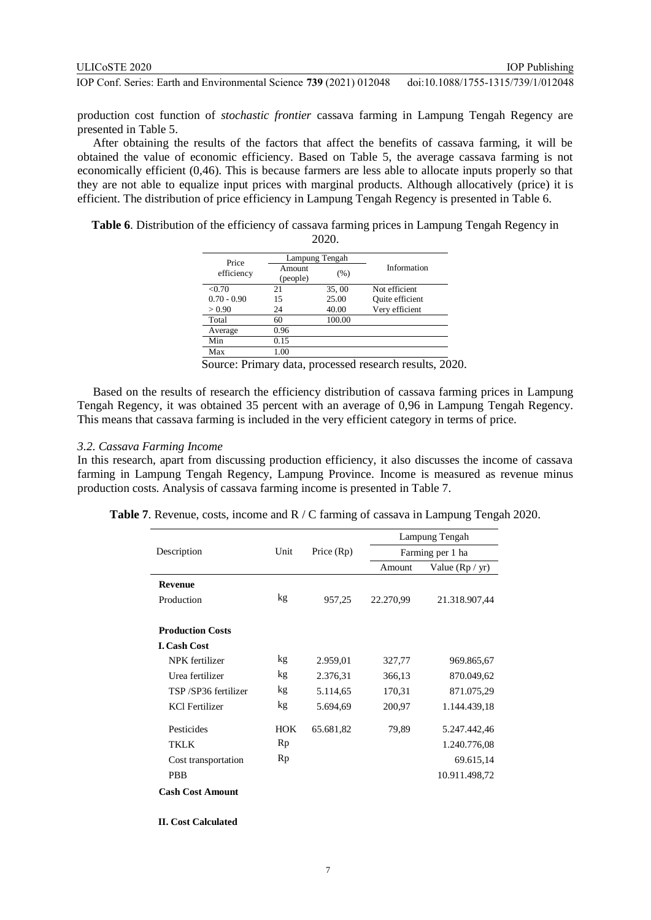production cost function of *stochastic frontier* cassava farming in Lampung Tengah Regency are presented in Table 5.

After obtaining the results of the factors that affect the benefits of cassava farming, it will be obtained the value of economic efficiency. Based on Table 5, the average cassava farming is not economically efficient (0,46). This is because farmers are less able to allocate inputs properly so that they are not able to equalize input prices with marginal products. Although allocatively (price) it is efficient. The distribution of price efficiency in Lampung Tengah Regency is presented in Table 6.

**Table 6**. Distribution of the efficiency of cassava farming prices in Lampung Tengah Regency in 2020.

| Price efficiency | Lampung Tengah | | Information |
|---|---|---|---|
| | Amount (people) | (%) | |
| <0.70 | 21 | 35, 00 | Not efficient |
| 0.70 - 0.90 | 15 | 25.00 | Quite efficient |
| > 0.90 | 24 | 40.00 | Very efficient |
| Total | 60 | 100.00 | |
| Average | 0.96 | | |
| Min | 0.15 | | |
| Max | 1.00 | | |

Source: Primary data, processed research results, 2020.

Based on the results of research the efficiency distribution of cassava farming prices in Lampung Tengah Regency, it was obtained 35 percent with an average of 0,96 in Lampung Tengah Regency. This means that cassava farming is included in the very efficient category in terms of price.

### *3.2. Cassava Farming Income*

In this research, apart from discussing production efficiency, it also discusses the income of cassava farming in Lampung Tengah Regency, Lampung Province. Income is measured as revenue minus production costs. Analysis of cassava farming income is presented in Table 7.

**Table 7**. Revenue, costs, income and R / C farming of cassava in Lampung Tengah 2020.

| Description | Unit | Price (Rp) | Lampung Tengah | |
|---|---|---|---|---|
| | | | Farming per 1 ha | |
| | | | Amount | Value (Rp / yr) |
| **Revenue** | | | | |
| Production | kg | 957,25 | 22.270,99 | 21.318.907,44 |
| **Production Costs** | | | | |
| **I. Cash Cost** | | | | |
| NPK fertilizer | kg | 2.959,01 | 327,77 | 969.865,67 |
| Urea fertilizer | kg | 2.376,31 | 366,13 | 870.049,62 |
| TSP /SP36 fertilizer | kg | 5.114,65 | 170,31 | 871.075,29 |
| KCl Fertilizer | kg | 5.694,69 | 200,97 | 1.144.439,18 |
| Pesticides | HOK | 65.681,82 | 79,89 | 5.247.442,46 |
| TKLK | Rp | | | 1.240.776,08 |
| Cost transportation | Rp | | | 69.615,14 |
| PBB | | | | 10.911.498,72 |
| **Cash Cost Amount** | | | | |
| **II. Cost Calculated** | | | | |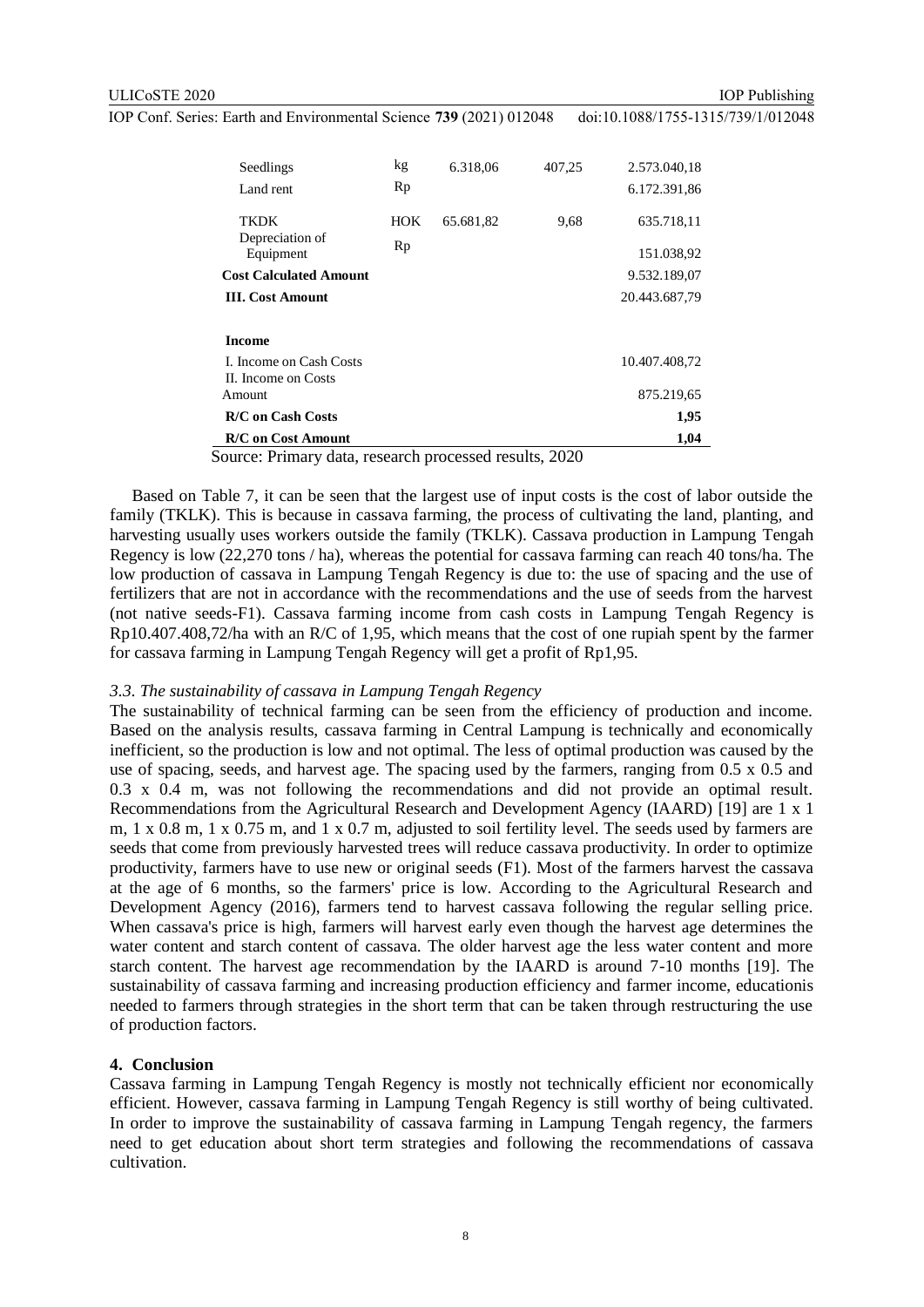| | | | | |
|---|---|---|---|---|
| Seedlings | kg | 6.318,06 | 407,25 | 2.573.040,18 |
| Land rent | Rp | | | 6.172.391,86 |
| TKDK | HOK | 65.681,82 | 9,68 | 635.718,11 |
| Depreciation of Equipment | Rp | | | 151.038,92 |
| **Cost Calculated Amount** | | | | 9.532.189,07 |
| **III. Cost Amount** | | | | 20.443.687,79 |
| | | | | |
| **Income** | | | | |
| I. Income on Cash Costs | | | | 10.407.408,72 |
| II. Income on Costs Amount | | | | 875.219,65 |
| **R/C on Cash Costs** | | | | **1,95** |
| **R/C on Cost Amount** | | | | **1,04** |

Source: Primary data, research processed results, 2020

Based on Table 7, it can be seen that the largest use of input costs is the cost of labor outside the family (TKLK). This is because in cassava farming, the process of cultivating the land, planting, and harvesting usually uses workers outside the family (TKLK). Cassava production in Lampung Tengah Regency is low (22,270 tons / ha), whereas the potential for cassava farming can reach 40 tons/ha. The low production of cassava in Lampung Tengah Regency is due to: the use of spacing and the use of fertilizers that are not in accordance with the recommendations and the use of seeds from the harvest (not native seeds-F1). Cassava farming income from cash costs in Lampung Tengah Regency is Rp10.407.408,72/ha with an R/C of 1,95, which means that the cost of one rupiah spent by the farmer for cassava farming in Lampung Tengah Regency will get a profit of Rp1,95.

### *3.3. The sustainability of cassava in Lampung Tengah Regency*

The sustainability of technical farming can be seen from the efficiency of production and income. Based on the analysis results, cassava farming in Central Lampung is technically and economically inefficient, so the production is low and not optimal. The less of optimal production was caused by the use of spacing, seeds, and harvest age. The spacing used by the farmers, ranging from 0.5 x 0.5 and 0.3 x 0.4 m, was not following the recommendations and did not provide an optimal result. Recommendations from the Agricultural Research and Development Agency (IAARD) [19] are 1 x 1 m, 1 x 0.8 m, 1 x 0.75 m, and 1 x 0.7 m, adjusted to soil fertility level. The seeds used by farmers are seeds that come from previously harvested trees will reduce cassava productivity. In order to optimize productivity, farmers have to use new or original seeds (F1). Most of the farmers harvest the cassava at the age of 6 months, so the farmers' price is low. According to the Agricultural Research and Development Agency (2016), farmers tend to harvest cassava following the regular selling price. When cassava's price is high, farmers will harvest early even though the harvest age determines the water content and starch content of cassava. The older harvest age the less water content and more starch content. The harvest age recommendation by the IAARD is around 7-10 months [19]. The sustainability of cassava farming and increasing production efficiency and farmer income, educationis needed to farmers through strategies in the short term that can be taken through restructuring the use of production factors.

## 4. Conclusion

Cassava farming in Lampung Tengah Regency is mostly not technically efficient nor economically efficient. However, cassava farming in Lampung Tengah Regency is still worthy of being cultivated. In order to improve the sustainability of cassava farming in Lampung Tengah regency, the farmers need to get education about short term strategies and following the recommendations of cassava cultivation.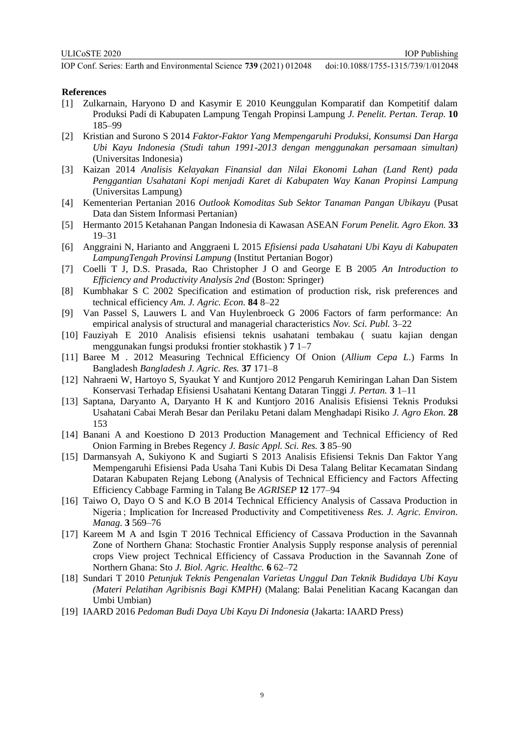**References**

[1] Zulkarnain, Haryono D and Kasymir E 2010 Keunggulan Komparatif dan Kompetitif dalam Produksi Padi di Kabupaten Lampung Tengah Propinsi Lampung *J. Penelit. Pertan. Terap.* **10** 185–99

[2] Kristian and Surono S 2014 *Faktor-Faktor Yang Mempengaruhi Produksi, Konsumsi Dan Harga Ubi Kayu Indonesia (Studi tahun 1991-2013 dengan menggunakan persamaan simultan)* (Universitas Indonesia)

[3] Kaizan 2014 *Analisis Kelayakan Finansial dan Nilai Ekonomi Lahan (Land Rent) pada Penggantian Usahatani Kopi menjadi Karet di Kabupaten Way Kanan Propinsi Lampung* (Universitas Lampung)

[4] Kementerian Pertanian 2016 *Outlook Komoditas Sub Sektor Tanaman Pangan Ubikayu* (Pusat Data dan Sistem Informasi Pertanian)

[5] Hermanto 2015 Ketahanan Pangan Indonesia di Kawasan ASEAN *Forum Penelit. Agro Ekon.* **33** 19–31

[6] Anggraini N, Harianto and Anggraeni L 2015 *Efisiensi pada Usahatani Ubi Kayu di Kabupaten LampungTengah Provinsi Lampung* (Institut Pertanian Bogor)

[7] Coelli T J, D.S. Prasada, Rao Christopher J O and George E B 2005 *An Introduction to Efficiency and Productivity Analysis 2nd* (Boston: Springer)

[8] Kumbhakar S C 2002 Specification and estimation of production risk, risk preferences and technical efficiency *Am. J. Agric. Econ.* **84** 8–22

[9] Van Passel S, Lauwers L and Van Huylenbroeck G 2006 Factors of farm performance: An empirical analysis of structural and managerial characteristics *Nov. Sci. Publ.* 3–22

[10] Fauziyah E 2010 Analisis efisiensi teknis usahatani tembakau ( suatu kajian dengan menggunakan fungsi produksi frontier stokhastik ) **7** 1–7

[11] Baree M . 2012 Measuring Technical Efficiency Of Onion (*Allium Cepa L*.) Farms In Bangladesh *Bangladesh J. Agric. Res.* **37** 171–8

[12] Nahraeni W, Hartoyo S, Syaukat Y and Kuntjoro 2012 Pengaruh Kemiringan Lahan Dan Sistem Konservasi Terhadap Efisiensi Usahatani Kentang Dataran Tinggi *J. Pertan.* **3** 1–11

[13] Saptana, Daryanto A, Daryanto H K and Kuntjoro 2016 Analisis Efisiensi Teknis Produksi Usahatani Cabai Merah Besar dan Perilaku Petani dalam Menghadapi Risiko *J. Agro Ekon.* **28** 153

[14] Banani A and Koestiono D 2013 Production Management and Technical Efficiency of Red Onion Farming in Brebes Regency *J. Basic Appl. Sci. Res.* **3** 85–90

[15] Darmansyah A, Sukiyono K and Sugiarti S 2013 Analisis Efisiensi Teknis Dan Faktor Yang Mempengaruhi Efisiensi Pada Usaha Tani Kubis Di Desa Talang Belitar Kecamatan Sindang Dataran Kabupaten Rejang Lebong (Analysis of Technical Efficiency and Factors Affecting Efficiency Cabbage Farming in Talang Be *AGRISEP* **12** 177–94

[16] Taiwo O, Dayo O S and K.O B 2014 Technical Efficiency Analysis of Cassava Production in Nigeria ; Implication for Increased Productivity and Competitiveness *Res. J. Agric. Environ. Manag.* **3** 569–76

[17] Kareem M A and Isgin T 2016 Technical Efficiency of Cassava Production in the Savannah Zone of Northern Ghana: Stochastic Frontier Analysis Supply response analysis of perennial crops View project Technical Efficiency of Cassava Production in the Savannah Zone of Northern Ghana: Sto *J. Biol. Agric. Healthc.* **6** 62–72

[18] Sundari T 2010 *Petunjuk Teknis Pengenalan Varietas Unggul Dan Teknik Budidaya Ubi Kayu (Materi Pelatihan Agribisnis Bagi KMPH)* (Malang: Balai Penelitian Kacang Kacangan dan Umbi Umbian)

[19] IAARD 2016 *Pedoman Budi Daya Ubi Kayu Di Indonesia* (Jakarta: IAARD Press)